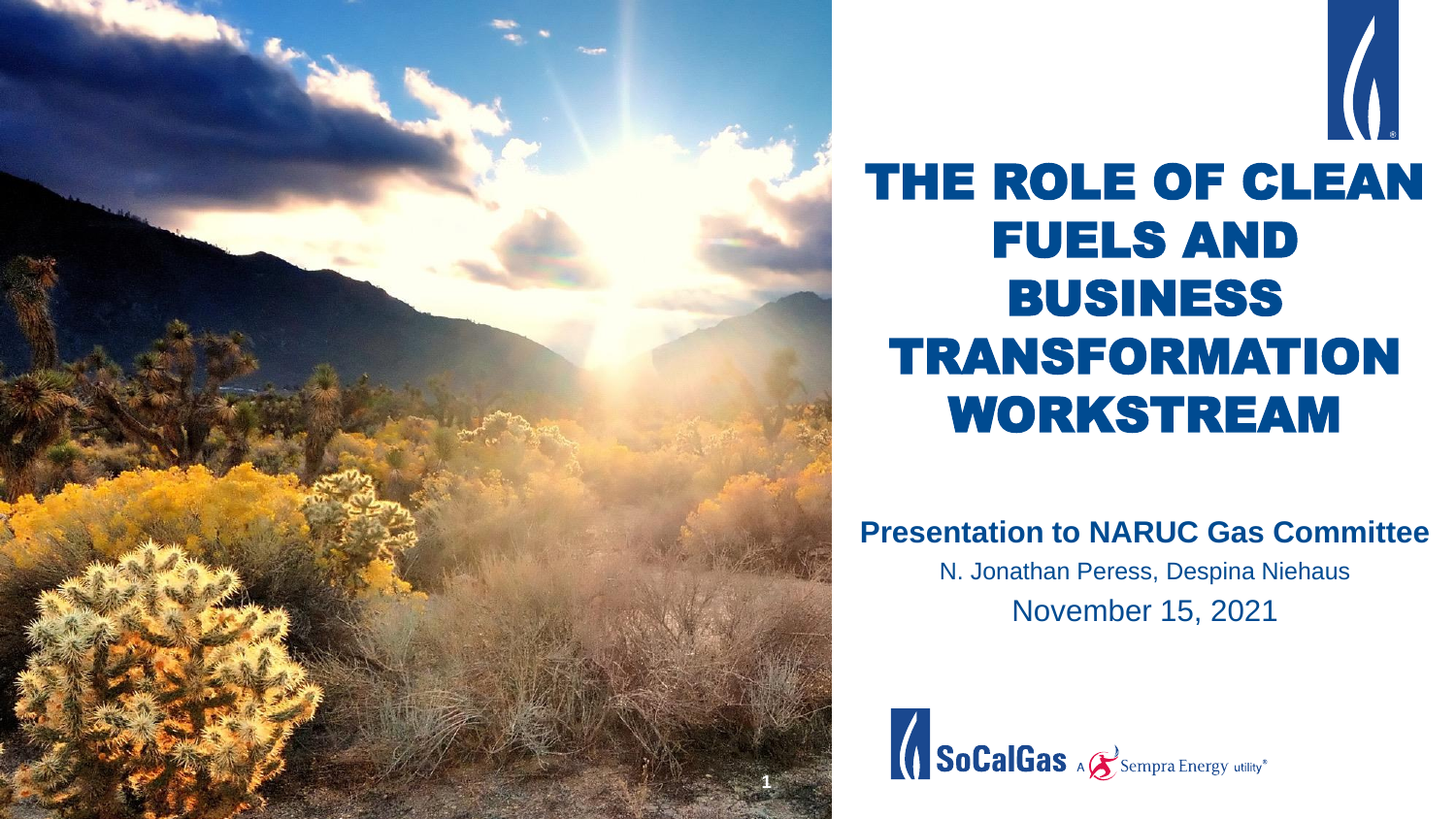# THE ROLE OF CLEAN FUELS AND BUSINESS TRANSFORMATION WORKSTREAM

**Presentation to NARUC Gas Committee**

N. Jonathan Peress, Despina Niehaus

November 15, 2021

SoCalGas A Sempra Energy utility®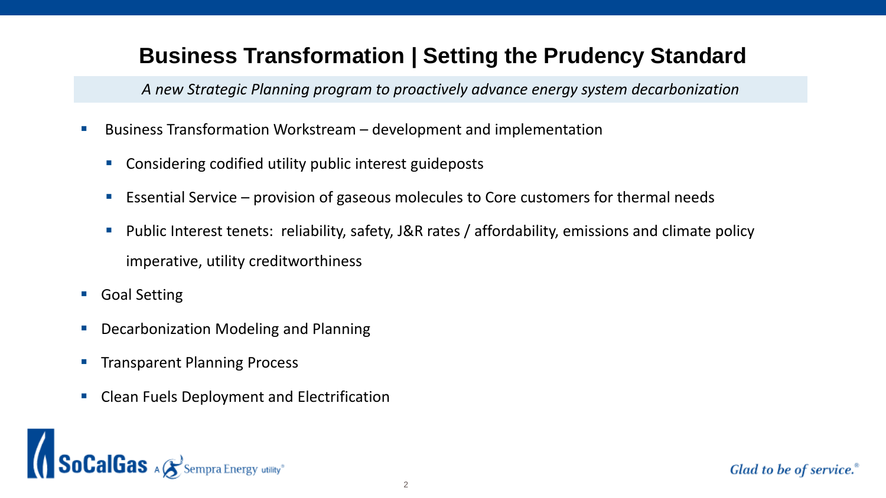# Business Transformation | Setting the Prudency Standard

*A new Strategic Planning program to proactively advance energy system decarbonization*

- Business Transformation Workstream – development and implementation
  - Considering codified utility public interest guideposts
  - Essential Service – provision of gaseous molecules to Core customers for thermal needs
  - Public Interest tenets: reliability, safety, J&R rates / affordability, emissions and climate policy imperative, utility creditworthiness
- Goal Setting
- Decarbonization Modeling and Planning
- Transparent Planning Process
- Clean Fuels Deployment and Electrification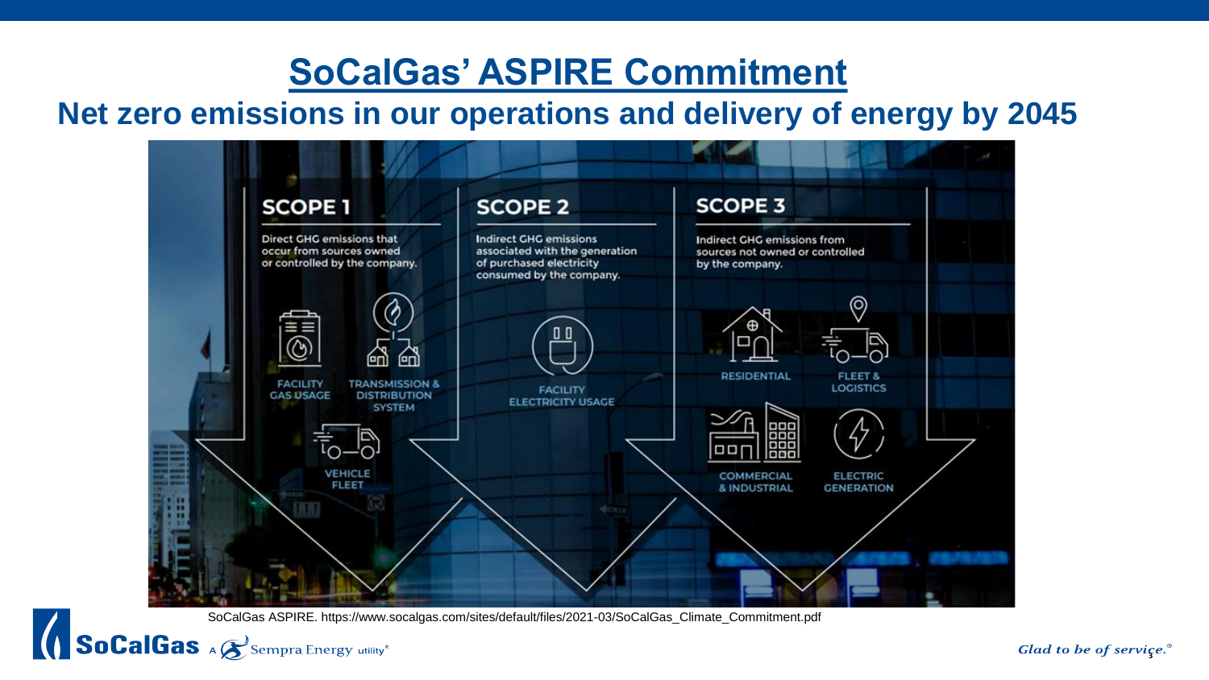# SoCalGas' ASPIRE Commitment

## Net zero emissions in our operations and delivery of energy by 2045

### SCOPE 1

Direct GHG emissions that occur from sources owned or controlled by the company.

FACILITY GAS USAGE

TRANSMISSION & DISTRIBUTION SYSTEM

VEHICLE FLEET

### SCOPE 2

Indirect GHG emissions associated with the generation of purchased electricity consumed by the company.

FACILITY ELECTRICITY USAGE

### SCOPE 3

Indirect GHG emissions from sources not owned or controlled by the company.

RESIDENTIAL

FLEET & LOGISTICS

COMMERCIAL & INDUSTRIAL

ELECTRIC GENERATION

SoCalGas ASPIRE. https://www.socalgas.com/sites/default/files/2021-03/SoCalGas_Climate_Commitment.pdf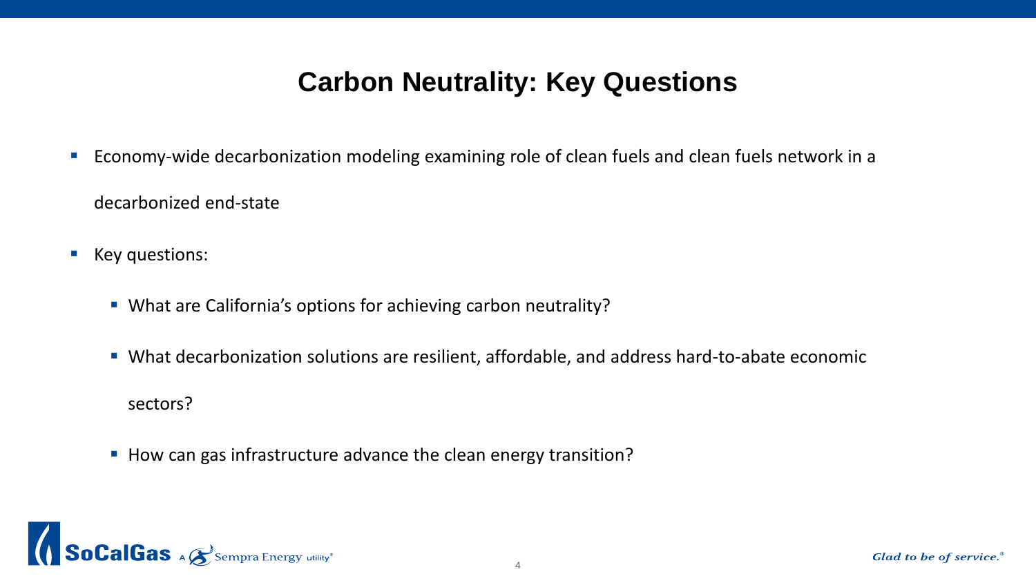# Carbon Neutrality: Key Questions

- Economy-wide decarbonization modeling examining role of clean fuels and clean fuels network in a decarbonized end-state
- Key questions:
  - What are California's options for achieving carbon neutrality?
  - What decarbonization solutions are resilient, affordable, and address hard-to-abate economic sectors?
  - How can gas infrastructure advance the clean energy transition?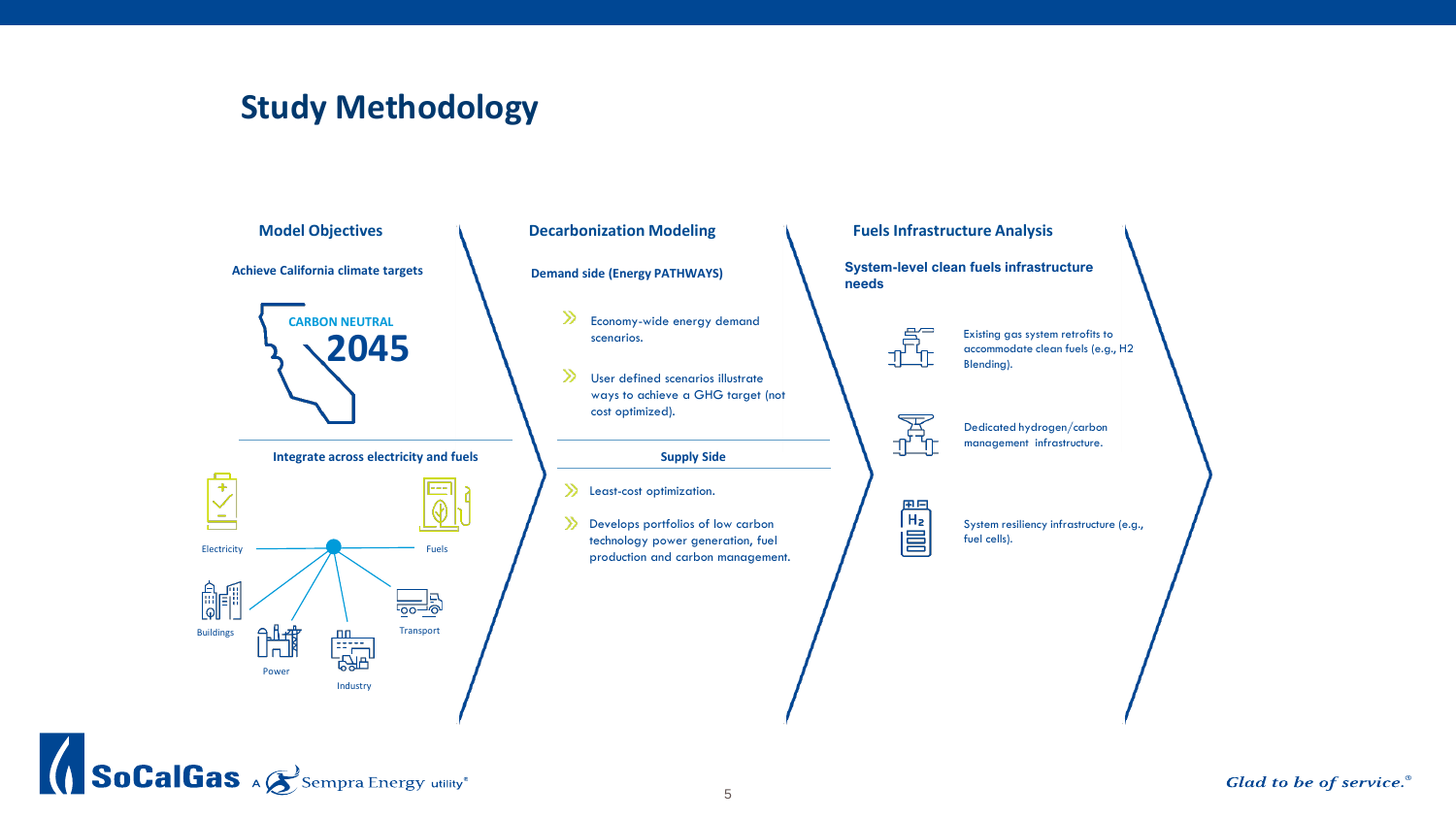# Study Methodology

## Model Objectives

**Achieve California climate targets**

CARBON NEUTRAL
**2045**

**Integrate across electricity and fuels**

Electricity
Fuels
Buildings
Power
Industry
Transport

## Decarbonization Modeling

**Demand side (Energy PATHWAYS)**

- Economy-wide energy demand scenarios.
- User defined scenarios illustrate ways to achieve a GHG target (not cost optimized).

**Supply Side**

- Least-cost optimization.
- Develops portfolios of low carbon technology power generation, fuel production and carbon management.

## Fuels Infrastructure Analysis

**System-level clean fuels infrastructure needs**

- Existing gas system retrofits to accommodate clean fuels (e.g., H2 Blending).
- Dedicated hydrogen/carbon management infrastructure.
- System resiliency infrastructure (e.g., fuel cells).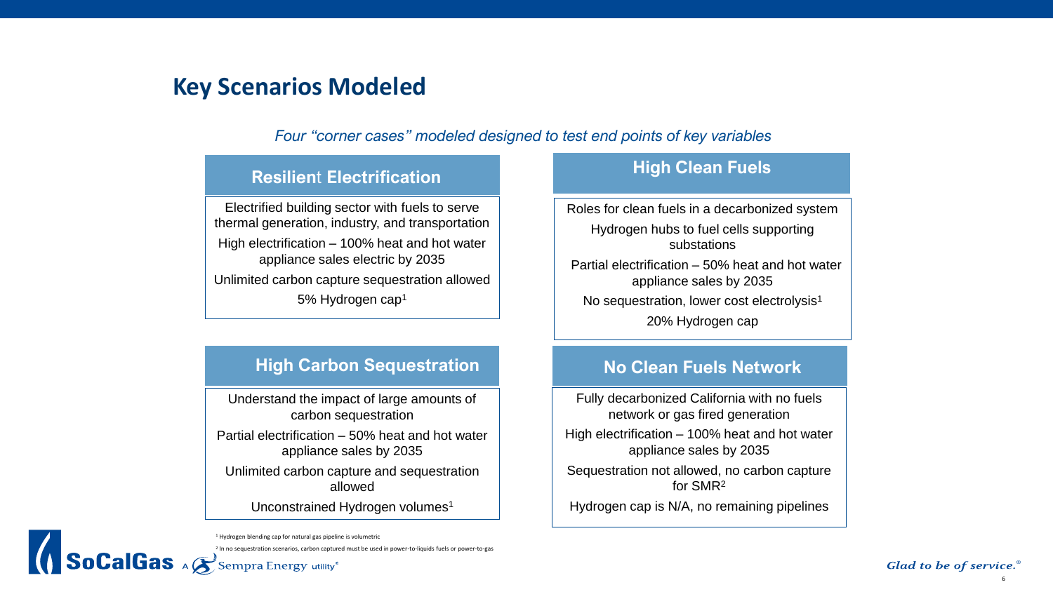# Key Scenarios Modeled

*Four "corner cases" modeled designed to test end points of key variables*

### Resilient Electrification

Electrified building sector with fuels to serve thermal generation, industry, and transportation

High electrification – 100% heat and hot water appliance sales electric by 2035

Unlimited carbon capture sequestration allowed

5% Hydrogen cap[1]

### High Clean Fuels

Roles for clean fuels in a decarbonized system

Hydrogen hubs to fuel cells supporting substations

Partial electrification – 50% heat and hot water appliance sales by 2035

No sequestration, lower cost electrolysis[1]

20% Hydrogen cap

### High Carbon Sequestration

Understand the impact of large amounts of carbon sequestration

Partial electrification – 50% heat and hot water appliance sales by 2035

Unlimited carbon capture and sequestration allowed

Unconstrained Hydrogen volumes[1]

### No Clean Fuels Network

Fully decarbonized California with no fuels network or gas fired generation

High electrification – 100% heat and hot water appliance sales by 2035

Sequestration not allowed, no carbon capture for SMR[2]

Hydrogen cap is N/A, no remaining pipelines

[1] Hydrogen blending cap for natural gas pipeline is volumetric

[2] In no sequestration scenarios, carbon captured must be used in power-to-liquids fuels or power-to-gas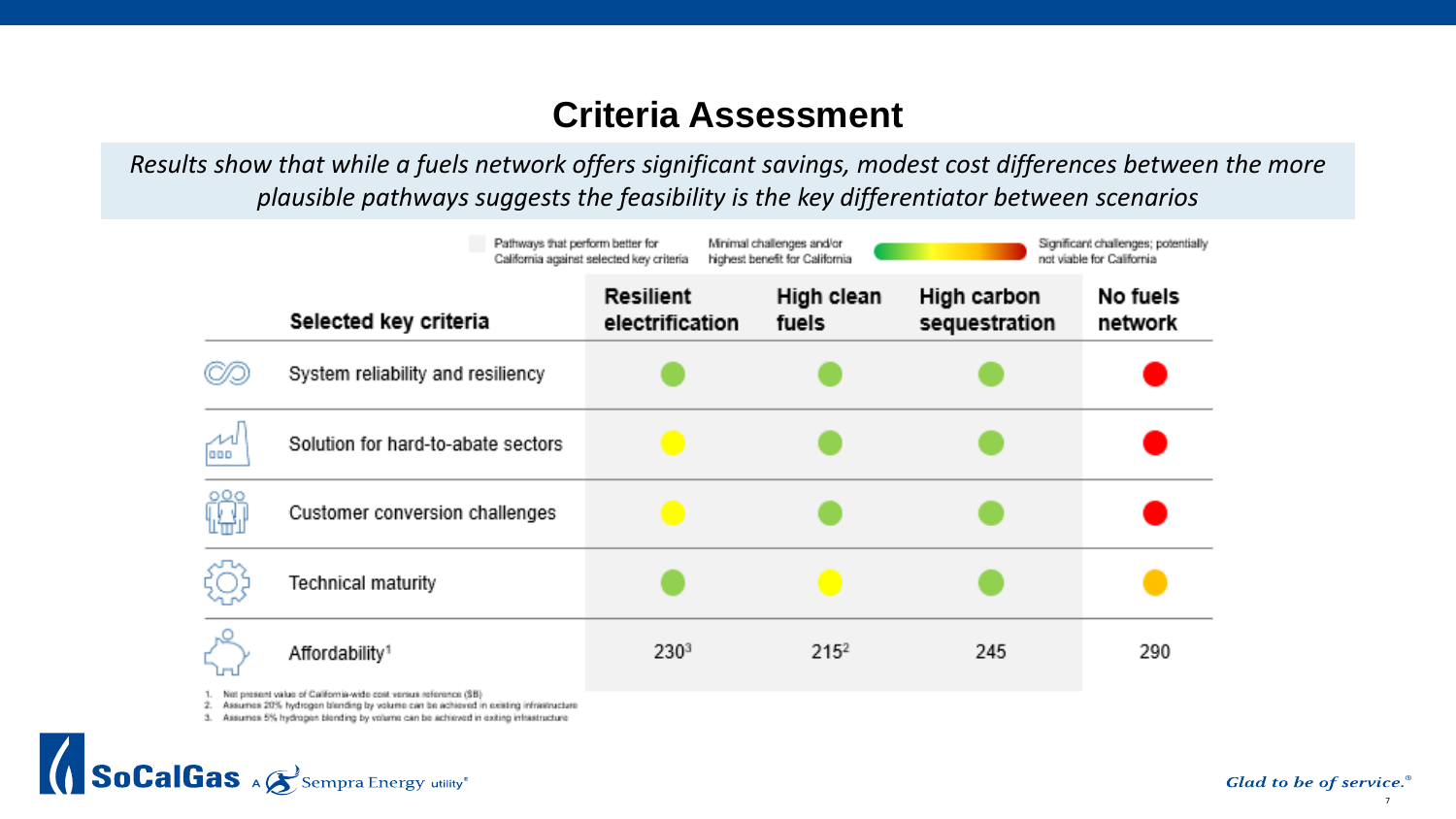# Criteria Assessment

*Results show that while a fuels network offers significant savings, modest cost differences between the more plausible pathways suggests the feasibility is the key differentiator between scenarios*

Pathways that perform better for California against selected key criteria

Minimal challenges and/or highest benefit for California — Significant challenges; potentially not viable for California

| Selected key criteria | Resilient electrification | High clean fuels | High carbon sequestration | No fuels network |
|---|---|---|---|---|
| System reliability and resiliency | Green | Green | Green | Red |
| Solution for hard-to-abate sectors | Yellow | Green | Green | Red |
| Customer conversion challenges | Yellow | Green | Green | Red |
| Technical maturity | Green | Yellow | Green | Orange |
| Affordability[1] | 230[3] | 215[2] | 245 | 290 |

1. Net present value of California-wide cost versus reference ($B)
2. Assumes 20% hydrogen blending by volume can be achieved in existing infrastructure
3. Assumes 5% hydrogen blending by volume can be achieved in exiting infrastructure

SoCalGas — A Sempra Energy utility®

*Glad to be of service.®*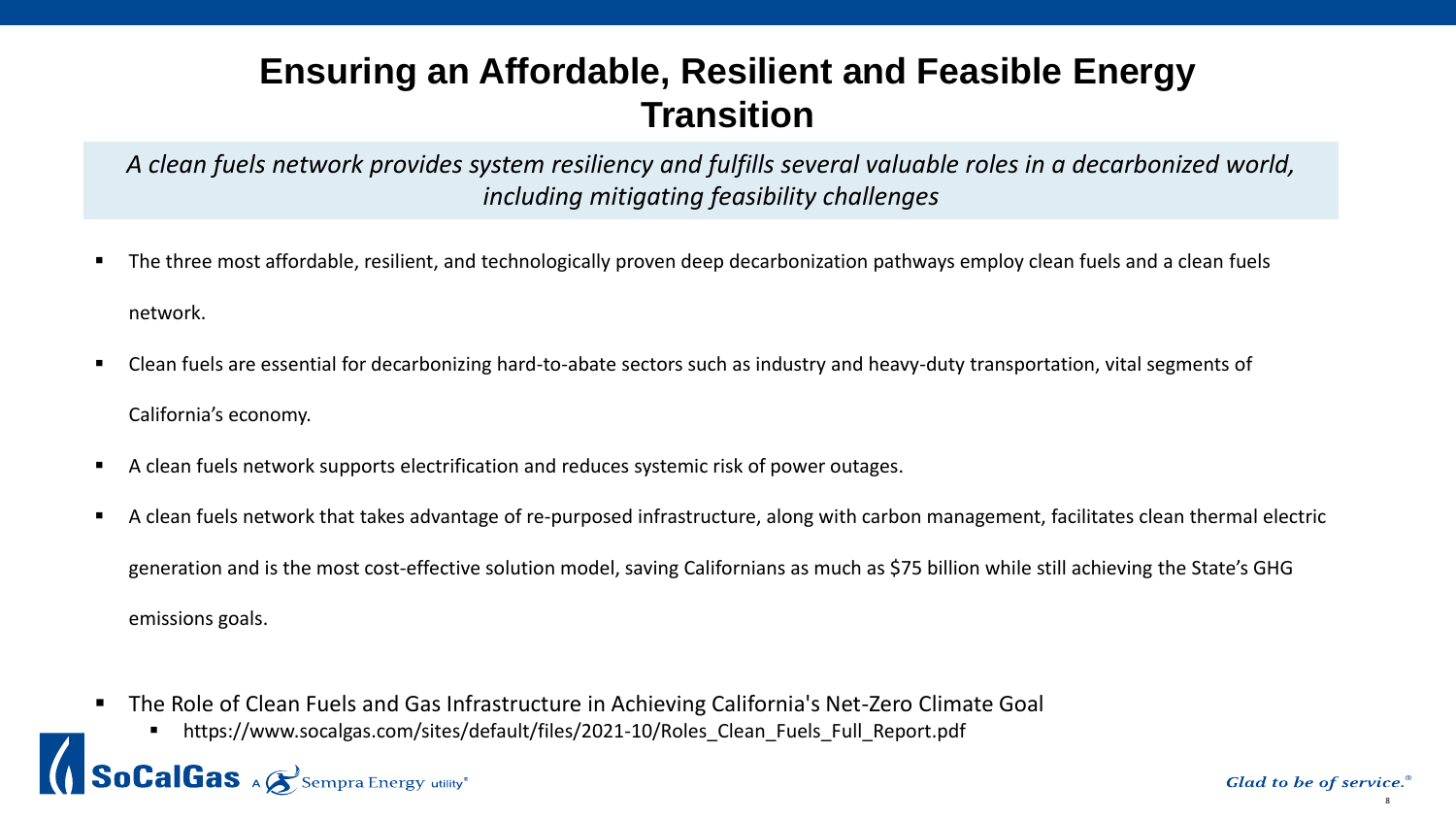# Ensuring an Affordable, Resilient and Feasible Energy Transition

*A clean fuels network provides system resiliency and fulfills several valuable roles in a decarbonized world, including mitigating feasibility challenges*

- The three most affordable, resilient, and technologically proven deep decarbonization pathways employ clean fuels and a clean fuels network.
- Clean fuels are essential for decarbonizing hard-to-abate sectors such as industry and heavy-duty transportation, vital segments of California's economy.
- A clean fuels network supports electrification and reduces systemic risk of power outages.
- A clean fuels network that takes advantage of re-purposed infrastructure, along with carbon management, facilitates clean thermal electric generation and is the most cost-effective solution model, saving Californians as much as $75 billion while still achieving the State's GHG emissions goals.

- The Role of Clean Fuels and Gas Infrastructure in Achieving California's Net-Zero Climate Goal
  - https://www.socalgas.com/sites/default/files/2021-10/Roles_Clean_Fuels_Full_Report.pdf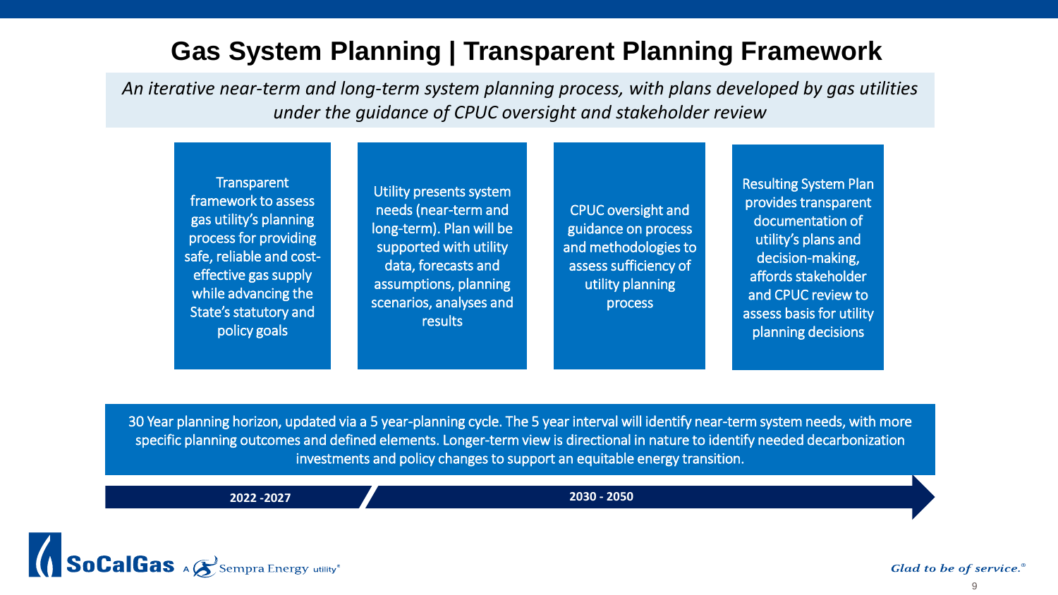# Gas System Planning | Transparent Planning Framework

*An iterative near-term and long-term system planning process, with plans developed by gas utilities under the guidance of CPUC oversight and stakeholder review*

Transparent framework to assess gas utility's planning process for providing safe, reliable and cost-effective gas supply while advancing the State's statutory and policy goals

Utility presents system needs (near-term and long-term). Plan will be supported with utility data, forecasts and assumptions, planning scenarios, analyses and results

CPUC oversight and guidance on process and methodologies to assess sufficiency of utility planning process

Resulting System Plan provides transparent documentation of utility's plans and decision-making, affords stakeholder and CPUC review to assess basis for utility planning decisions

30 Year planning horizon, updated via a 5 year-planning cycle. The 5 year interval will identify near-term system needs, with more specific planning outcomes and defined elements. Longer-term view is directional in nature to identify needed decarbonization investments and policy changes to support an equitable energy transition.

**2022 -2027**

**2030 - 2050**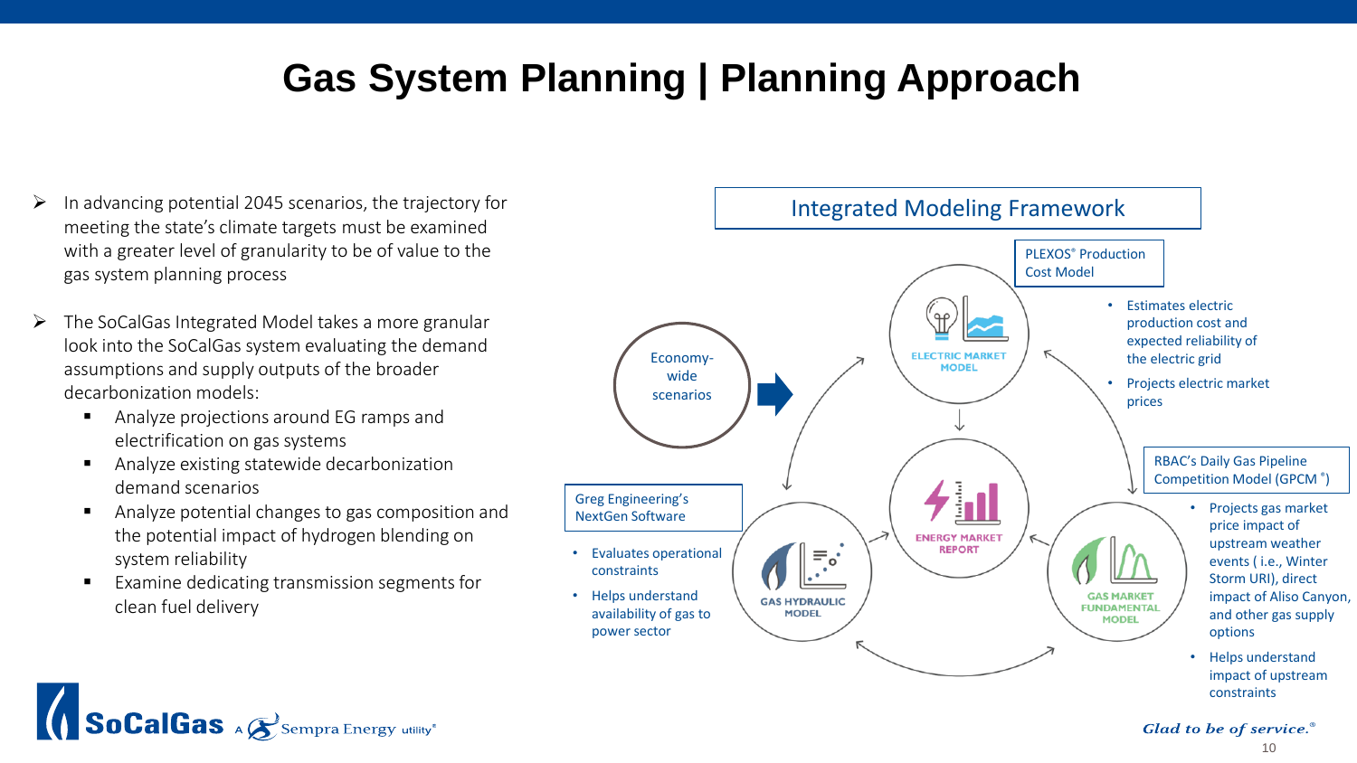# Gas System Planning | Planning Approach

- In advancing potential 2045 scenarios, the trajectory for meeting the state's climate targets must be examined with a greater level of granularity to be of value to the gas system planning process
- The SoCalGas Integrated Model takes a more granular look into the SoCalGas system evaluating the demand assumptions and supply outputs of the broader decarbonization models:
  - Analyze projections around EG ramps and electrification on gas systems
  - Analyze existing statewide decarbonization demand scenarios
  - Analyze potential changes to gas composition and the potential impact of hydrogen blending on system reliability
  - Examine dedicating transmission segments for clean fuel delivery

## Integrated Modeling Framework

Economy-wide scenarios

PLEXOS® Production Cost Model

ELECTRIC MARKET MODEL

- Estimates electric production cost and expected reliability of the electric grid
- Projects electric market prices

ENERGY MARKET REPORT

RBAC's Daily Gas Pipeline Competition Model (GPCM®)

GAS MARKET FUNDAMENTAL MODEL

- Projects gas market price impact of upstream weather events ( i.e., Winter Storm URI), direct impact of Aliso Canyon, and other gas supply options
- Helps understand impact of upstream constraints

Greg Engineering's NextGen Software

GAS HYDRAULIC MODEL

- Evaluates operational constraints
- Helps understand availability of gas to power sector

SoCalGas A Sempra Energy utility®

*Glad to be of service.®*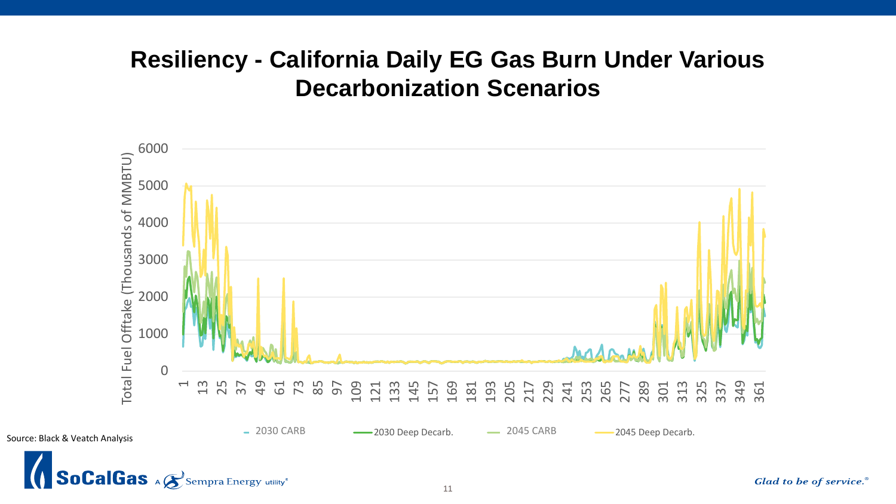# Resiliency - California Daily EG Gas Burn Under Various Decarbonization Scenarios

Total Fuel Offtake (Thousands of MMBTU)

6000
5000
4000
3000
2000
1000
0

1 13 25 37 49 61 73 85 97 109 121 133 145 157 169 181 193 205 217 229 241 253 265 277 289 301 313 325 337 349 361

2030 CARB
2030 Deep Decarb.
2045 CARB
2045 Deep Decarb.

Source: Black & Veatch Analysis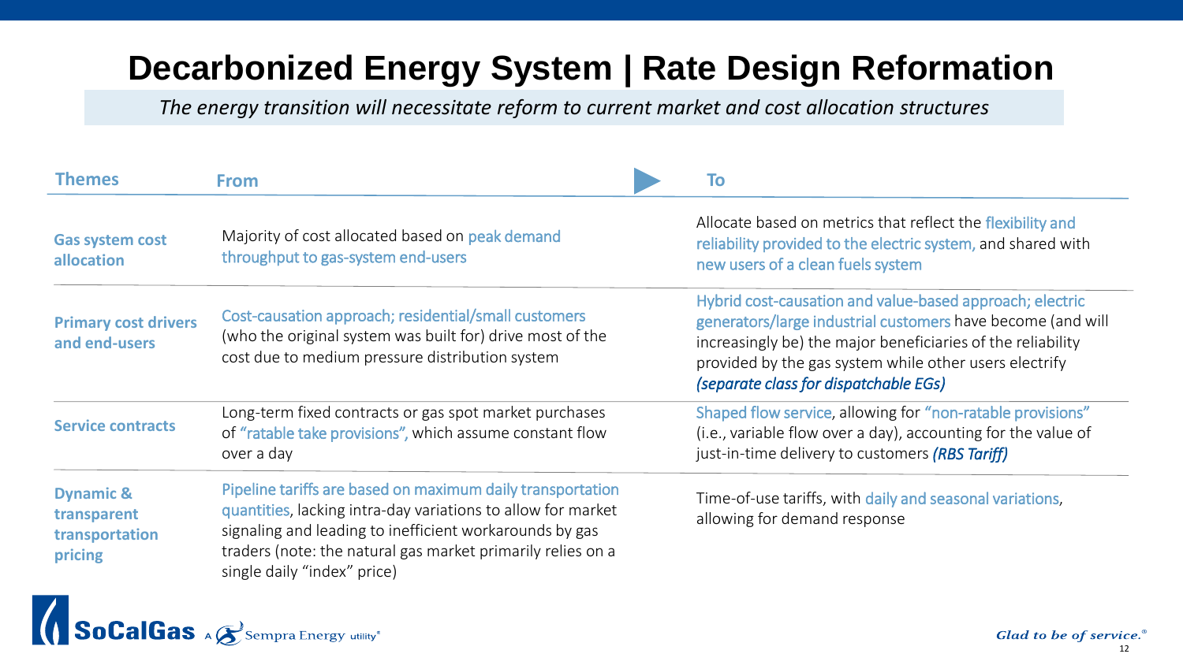# Decarbonized Energy System | Rate Design Reformation

*The energy transition will necessitate reform to current market and cost allocation structures*

| Themes | From | To |
|---|---|---|
| **Gas system cost allocation** | Majority of cost allocated based on peak demand throughput to gas-system end-users | Allocate based on metrics that reflect the flexibility and reliability provided to the electric system, and shared with new users of a clean fuels system |
| **Primary cost drivers and end-users** | Cost-causation approach; residential/small customers (who the original system was built for) drive most of the cost due to medium pressure distribution system | Hybrid cost-causation and value-based approach; electric generators/large industrial customers have become (and will increasingly be) the major beneficiaries of the reliability provided by the gas system while other users electrify ***(separate class for dispatchable EGs)*** |
| **Service contracts** | Long-term fixed contracts or gas spot market purchases of "ratable take provisions", which assume constant flow over a day | Shaped flow service, allowing for "non-ratable provisions" (i.e., variable flow over a day), accounting for the value of just-in-time delivery to customers ***(RBS Tariff)*** |
| **Dynamic & transparent transportation pricing** | Pipeline tariffs are based on maximum daily transportation quantities, lacking intra-day variations to allow for market signaling and leading to inefficient workarounds by gas traders (note: the natural gas market primarily relies on a single daily "index" price) | Time-of-use tariffs, with daily and seasonal variations, allowing for demand response |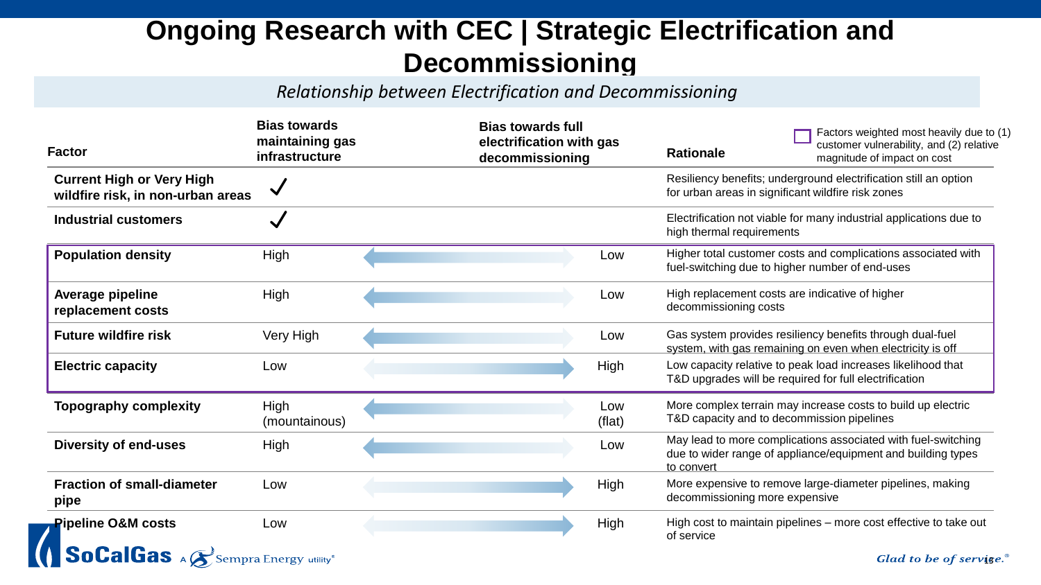# Ongoing Research with CEC | Strategic Electrification and Decommissioning

*Relationship between Electrification and Decommissioning*

Factors weighted most heavily due to (1) customer vulnerability, and (2) relative magnitude of impact on cost

| Factor | Bias towards maintaining gas infrastructure | | Bias towards full electrification with gas decommissioning | Rationale |
|---|---|---|---|---|
| Current High or Very High wildfire risk, in non-urban areas | ✓ | | | Resiliency benefits; underground electrification still an option for urban areas in significant wildfire risk zones |
| Industrial customers | ✓ | | | Electrification not viable for many industrial applications due to high thermal requirements |
| Population density | High | ← | Low | Higher total customer costs and complications associated with fuel-switching due to higher number of end-uses |
| Average pipeline replacement costs | High | ← | Low | High replacement costs are indicative of higher decommissioning costs |
| Future wildfire risk | Very High | ← | Low | Gas system provides resiliency benefits through dual-fuel system, with gas remaining on even when electricity is off |
| Electric capacity | Low | → | High | Low capacity relative to peak load increases likelihood that T&D upgrades will be required for full electrification |
| Topography complexity | High (mountainous) | ← | Low (flat) | More complex terrain may increase costs to build up electric T&D capacity and to decommission pipelines |
| Diversity of end-uses | High | ← | Low | May lead to more complications associated with fuel-switching due to wider range of appliance/equipment and building types to convert |
| Fraction of small-diameter pipe | Low | → | High | More expensive to remove large-diameter pipelines, making decommissioning more expensive |
| Pipeline O&M costs | Low | → | High | High cost to maintain pipelines – more cost effective to take out of service |